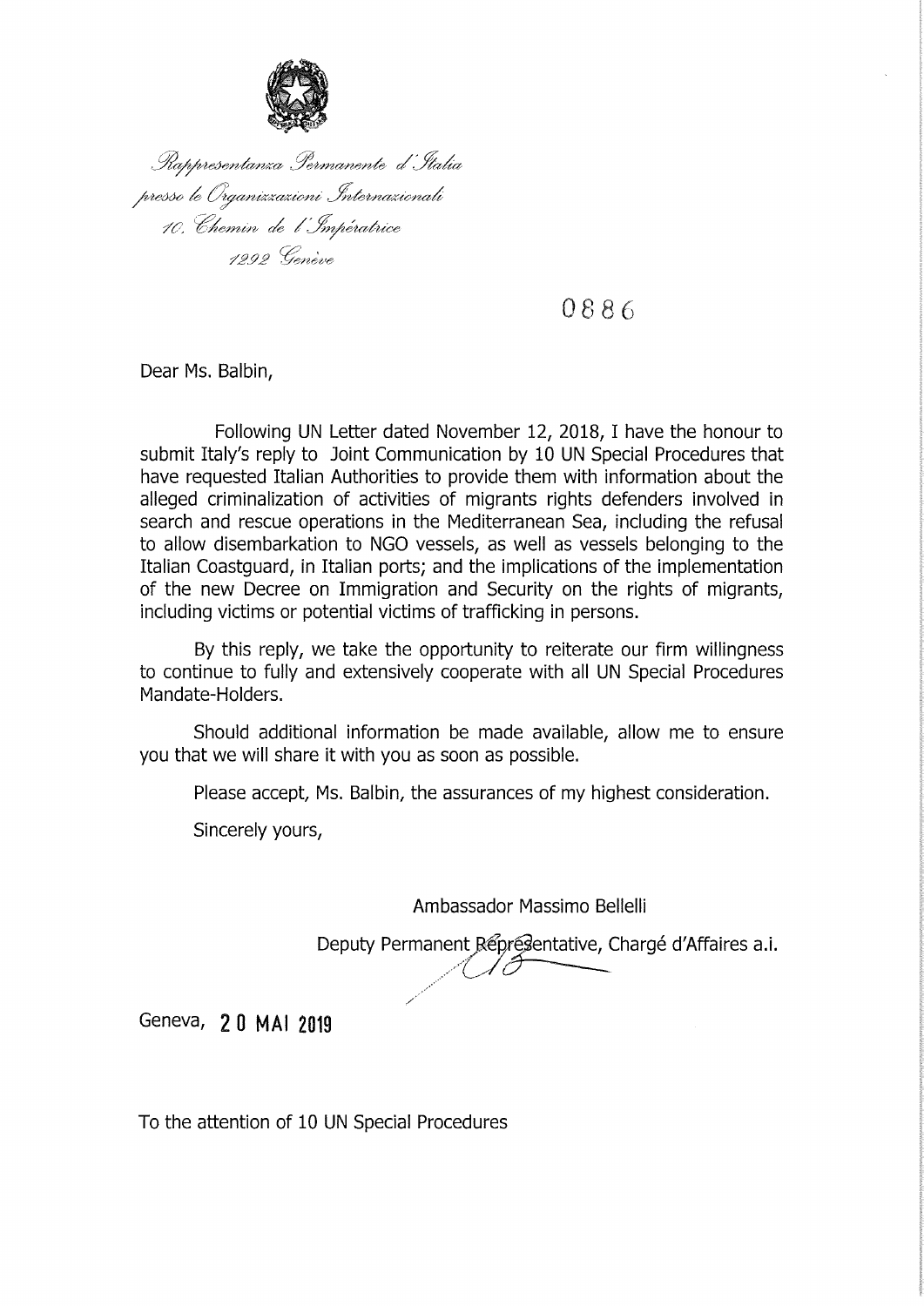*Rappresentanza Permanente d'Italia*
*presso le Organizzazioni Internazionali*
*10, Chemin de l'Impératrice*
*1292 Genève*

0886

Dear Ms. Balbin,

Following UN Letter dated November 12, 2018, I have the honour to submit Italy's reply to Joint Communication by 10 UN Special Procedures that have requested Italian Authorities to provide them with information about the alleged criminalization of activities of migrants rights defenders involved in search and rescue operations in the Mediterranean Sea, including the refusal to allow disembarkation to NGO vessels, as well as vessels belonging to the Italian Coastguard, in Italian ports; and the implications of the implementation of the new Decree on Immigration and Security on the rights of migrants, including victims or potential victims of trafficking in persons.

By this reply, we take the opportunity to reiterate our firm willingness to continue to fully and extensively cooperate with all UN Special Procedures Mandate-Holders.

Should additional information be made available, allow me to ensure you that we will share it with you as soon as possible.

Please accept, Ms. Balbin, the assurances of my highest consideration.

Sincerely yours,

Ambassador Massimo Bellelli

Deputy Permanent Representative, Chargé d'Affaires a.i.

Geneva, **20 MAI 2019**

To the attention of 10 UN Special Procedures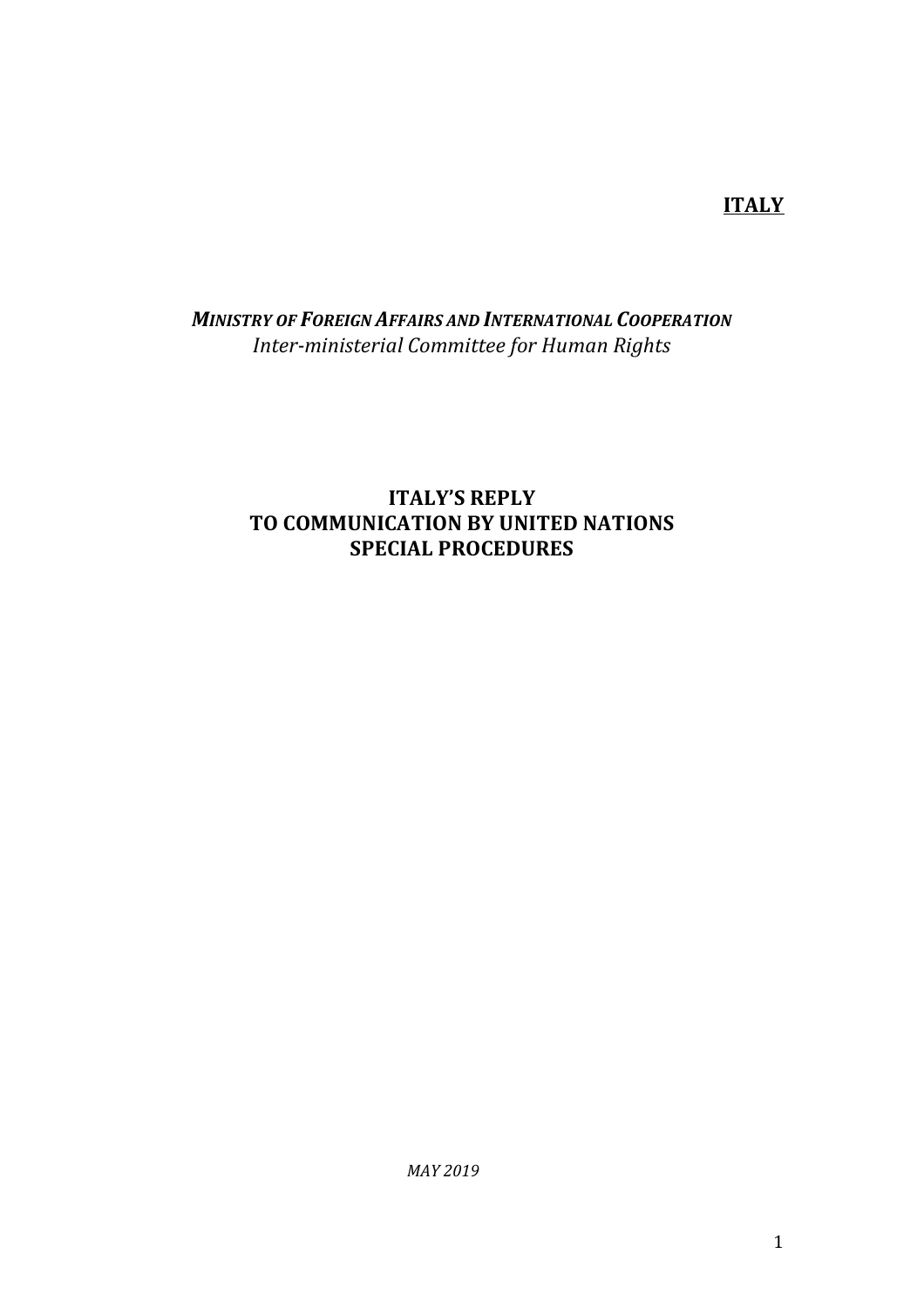**ITALY**

***MINISTRY OF FOREIGN AFFAIRS AND INTERNATIONAL COOPERATION***
*Inter-ministerial Committee for Human Rights*

# ITALY'S REPLY TO COMMUNICATION BY UNITED NATIONS SPECIAL PROCEDURES

*MAY 2019*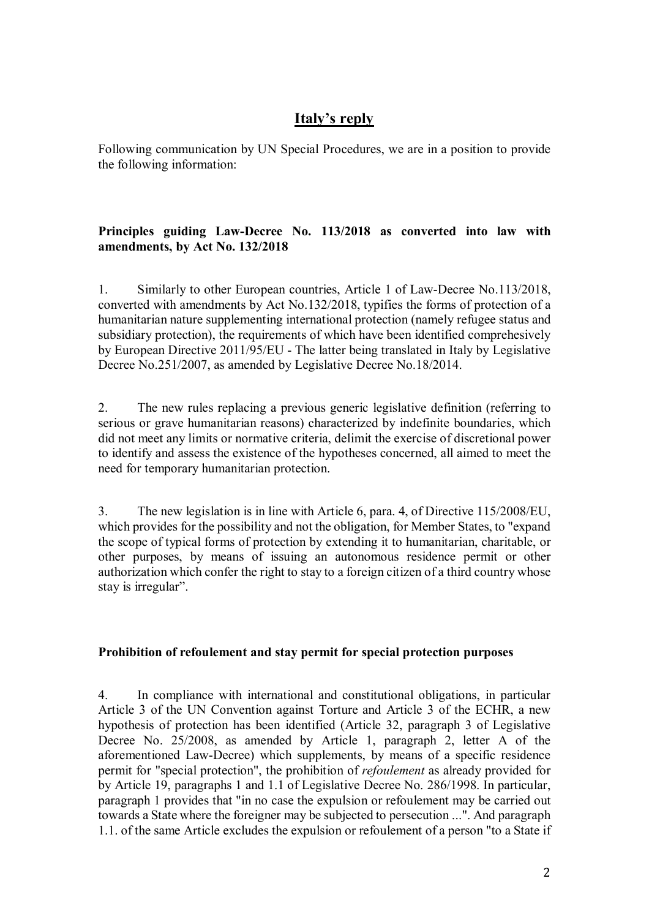# Italy's reply

Following communication by UN Special Procedures, we are in a position to provide the following information:

## Principles guiding Law-Decree No. 113/2018 as converted into law with amendments, by Act No. 132/2018

1. Similarly to other European countries, Article 1 of Law-Decree No.113/2018, converted with amendments by Act No.132/2018, typifies the forms of protection of a humanitarian nature supplementing international protection (namely refugee status and subsidiary protection), the requirements of which have been identified comprehesively by European Directive 2011/95/EU - The latter being translated in Italy by Legislative Decree No.251/2007, as amended by Legislative Decree No.18/2014.

2. The new rules replacing a previous generic legislative definition (referring to serious or grave humanitarian reasons) characterized by indefinite boundaries, which did not meet any limits or normative criteria, delimit the exercise of discretional power to identify and assess the existence of the hypotheses concerned, all aimed to meet the need for temporary humanitarian protection.

3. The new legislation is in line with Article 6, para. 4, of Directive 115/2008/EU, which provides for the possibility and not the obligation, for Member States, to "expand the scope of typical forms of protection by extending it to humanitarian, charitable, or other purposes, by means of issuing an autonomous residence permit or other authorization which confer the right to stay to a foreign citizen of a third country whose stay is irregular".

## Prohibition of refoulement and stay permit for special protection purposes

4. In compliance with international and constitutional obligations, in particular Article 3 of the UN Convention against Torture and Article 3 of the ECHR, a new hypothesis of protection has been identified (Article 32, paragraph 3 of Legislative Decree No. 25/2008, as amended by Article 1, paragraph 2, letter A of the aforementioned Law-Decree) which supplements, by means of a specific residence permit for "special protection", the prohibition of *refoulement* as already provided for by Article 19, paragraphs 1 and 1.1 of Legislative Decree No. 286/1998. In particular, paragraph 1 provides that "in no case the expulsion or refoulement may be carried out towards a State where the foreigner may be subjected to persecution ...". And paragraph 1.1. of the same Article excludes the expulsion or refoulement of a person "to a State if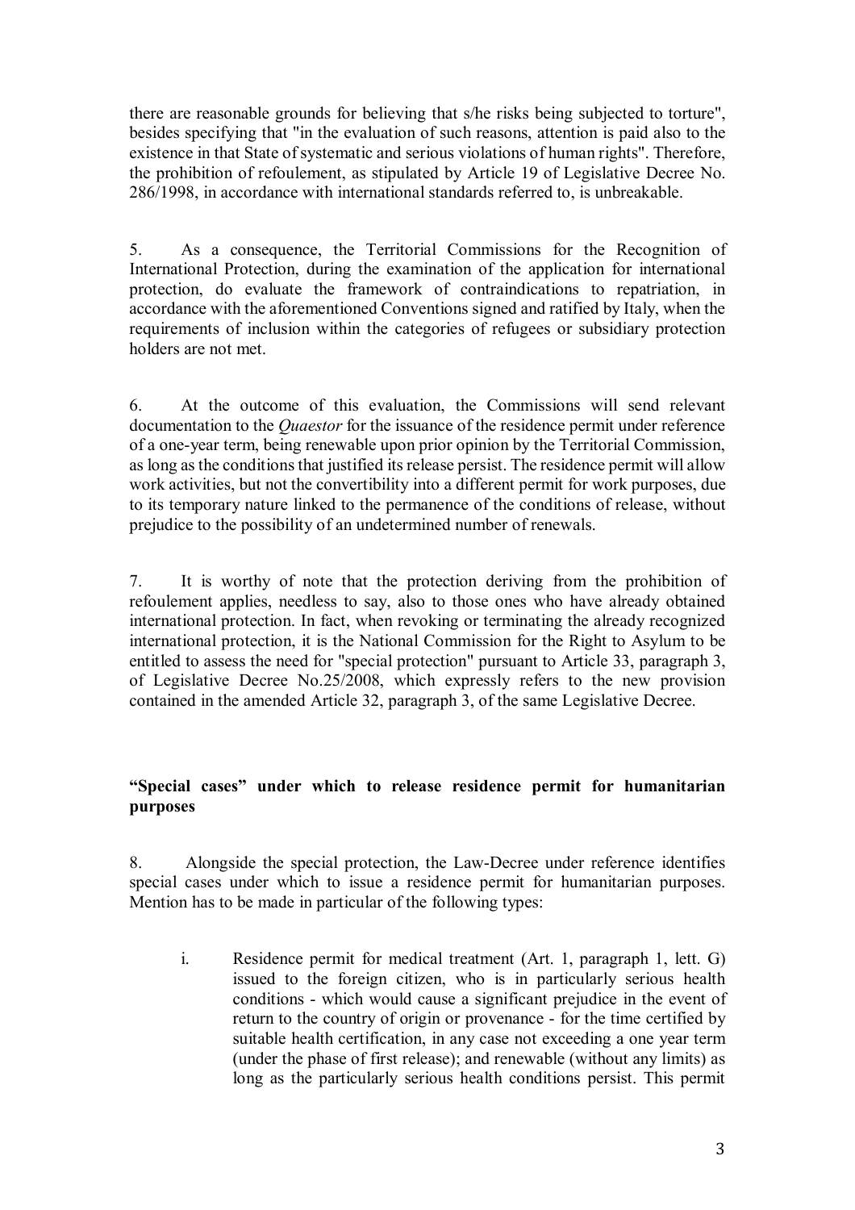there are reasonable grounds for believing that s/he risks being subjected to torture", besides specifying that "in the evaluation of such reasons, attention is paid also to the existence in that State of systematic and serious violations of human rights". Therefore, the prohibition of refoulement, as stipulated by Article 19 of Legislative Decree No. 286/1998, in accordance with international standards referred to, is unbreakable.

5. As a consequence, the Territorial Commissions for the Recognition of International Protection, during the examination of the application for international protection, do evaluate the framework of contraindications to repatriation, in accordance with the aforementioned Conventions signed and ratified by Italy, when the requirements of inclusion within the categories of refugees or subsidiary protection holders are not met.

6. At the outcome of this evaluation, the Commissions will send relevant documentation to the *Quaestor* for the issuance of the residence permit under reference of a one-year term, being renewable upon prior opinion by the Territorial Commission, as long as the conditions that justified its release persist. The residence permit will allow work activities, but not the convertibility into a different permit for work purposes, due to its temporary nature linked to the permanence of the conditions of release, without prejudice to the possibility of an undetermined number of renewals.

7. It is worthy of note that the protection deriving from the prohibition of refoulement applies, needless to say, also to those ones who have already obtained international protection. In fact, when revoking or terminating the already recognized international protection, it is the National Commission for the Right to Asylum to be entitled to assess the need for "special protection" pursuant to Article 33, paragraph 3, of Legislative Decree No.25/2008, which expressly refers to the new provision contained in the amended Article 32, paragraph 3, of the same Legislative Decree.

**"Special cases" under which to release residence permit for humanitarian purposes**

8. Alongside the special protection, the Law-Decree under reference identifies special cases under which to issue a residence permit for humanitarian purposes. Mention has to be made in particular of the following types:

i. Residence permit for medical treatment (Art. 1, paragraph 1, lett. G) issued to the foreign citizen, who is in particularly serious health conditions - which would cause a significant prejudice in the event of return to the country of origin or provenance - for the time certified by suitable health certification, in any case not exceeding a one year term (under the phase of first release); and renewable (without any limits) as long as the particularly serious health conditions persist. This permit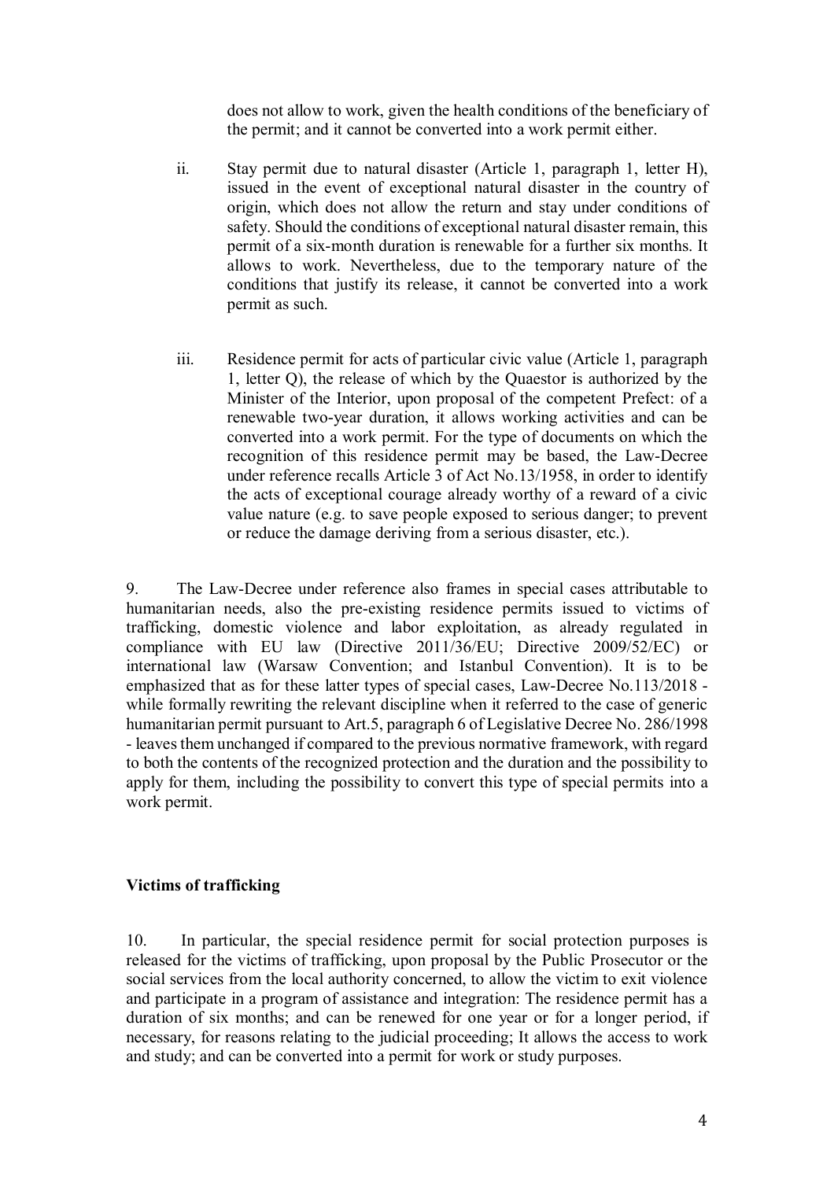does not allow to work, given the health conditions of the beneficiary of the permit; and it cannot be converted into a work permit either.

ii. Stay permit due to natural disaster (Article 1, paragraph 1, letter H), issued in the event of exceptional natural disaster in the country of origin, which does not allow the return and stay under conditions of safety. Should the conditions of exceptional natural disaster remain, this permit of a six-month duration is renewable for a further six months. It allows to work. Nevertheless, due to the temporary nature of the conditions that justify its release, it cannot be converted into a work permit as such.

iii. Residence permit for acts of particular civic value (Article 1, paragraph 1, letter Q), the release of which by the Quaestor is authorized by the Minister of the Interior, upon proposal of the competent Prefect: of a renewable two-year duration, it allows working activities and can be converted into a work permit. For the type of documents on which the recognition of this residence permit may be based, the Law-Decree under reference recalls Article 3 of Act No.13/1958, in order to identify the acts of exceptional courage already worthy of a reward of a civic value nature (e.g. to save people exposed to serious danger; to prevent or reduce the damage deriving from a serious disaster, etc.).

9. The Law-Decree under reference also frames in special cases attributable to humanitarian needs, also the pre-existing residence permits issued to victims of trafficking, domestic violence and labor exploitation, as already regulated in compliance with EU law (Directive 2011/36/EU; Directive 2009/52/EC) or international law (Warsaw Convention; and Istanbul Convention). It is to be emphasized that as for these latter types of special cases, Law-Decree No.113/2018 - while formally rewriting the relevant discipline when it referred to the case of generic humanitarian permit pursuant to Art.5, paragraph 6 of Legislative Decree No. 286/1998 - leaves them unchanged if compared to the previous normative framework, with regard to both the contents of the recognized protection and the duration and the possibility to apply for them, including the possibility to convert this type of special permits into a work permit.

**Victims of trafficking**

10. In particular, the special residence permit for social protection purposes is released for the victims of trafficking, upon proposal by the Public Prosecutor or the social services from the local authority concerned, to allow the victim to exit violence and participate in a program of assistance and integration: The residence permit has a duration of six months; and can be renewed for one year or for a longer period, if necessary, for reasons relating to the judicial proceeding; It allows the access to work and study; and can be converted into a permit for work or study purposes.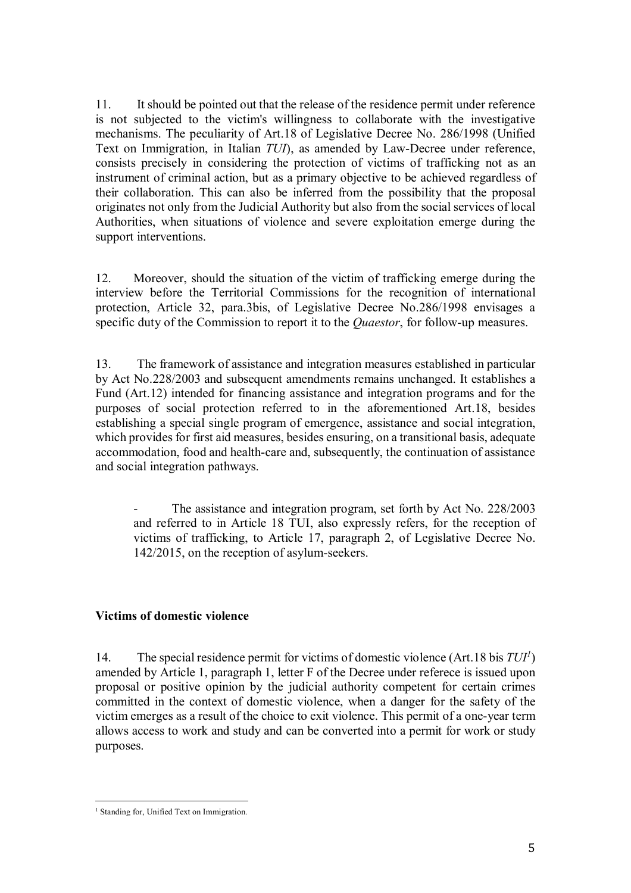11. It should be pointed out that the release of the residence permit under reference is not subjected to the victim's willingness to collaborate with the investigative mechanisms. The peculiarity of Art.18 of Legislative Decree No. 286/1998 (Unified Text on Immigration, in Italian *TUI*), as amended by Law-Decree under reference, consists precisely in considering the protection of victims of trafficking not as an instrument of criminal action, but as a primary objective to be achieved regardless of their collaboration. This can also be inferred from the possibility that the proposal originates not only from the Judicial Authority but also from the social services of local Authorities, when situations of violence and severe exploitation emerge during the support interventions.

12. Moreover, should the situation of the victim of trafficking emerge during the interview before the Territorial Commissions for the recognition of international protection, Article 32, para.3bis, of Legislative Decree No.286/1998 envisages a specific duty of the Commission to report it to the *Quaestor*, for follow-up measures.

13. The framework of assistance and integration measures established in particular by Act No.228/2003 and subsequent amendments remains unchanged. It establishes a Fund (Art.12) intended for financing assistance and integration programs and for the purposes of social protection referred to in the aforementioned Art.18, besides establishing a special single program of emergence, assistance and social integration, which provides for first aid measures, besides ensuring, on a transitional basis, adequate accommodation, food and health-care and, subsequently, the continuation of assistance and social integration pathways.

- The assistance and integration program, set forth by Act No. 228/2003 and referred to in Article 18 TUI, also expressly refers, for the reception of victims of trafficking, to Article 17, paragraph 2, of Legislative Decree No. 142/2015, on the reception of asylum-seekers.

**Victims of domestic violence**

14. The special residence permit for victims of domestic violence (Art.18 bis *TUI*[1]) amended by Article 1, paragraph 1, letter F of the Decree under referece is issued upon proposal or positive opinion by the judicial authority competent for certain crimes committed in the context of domestic violence, when a danger for the safety of the victim emerges as a result of the choice to exit violence. This permit of a one-year term allows access to work and study and can be converted into a permit for work or study purposes.

[1] Standing for, Unified Text on Immigration.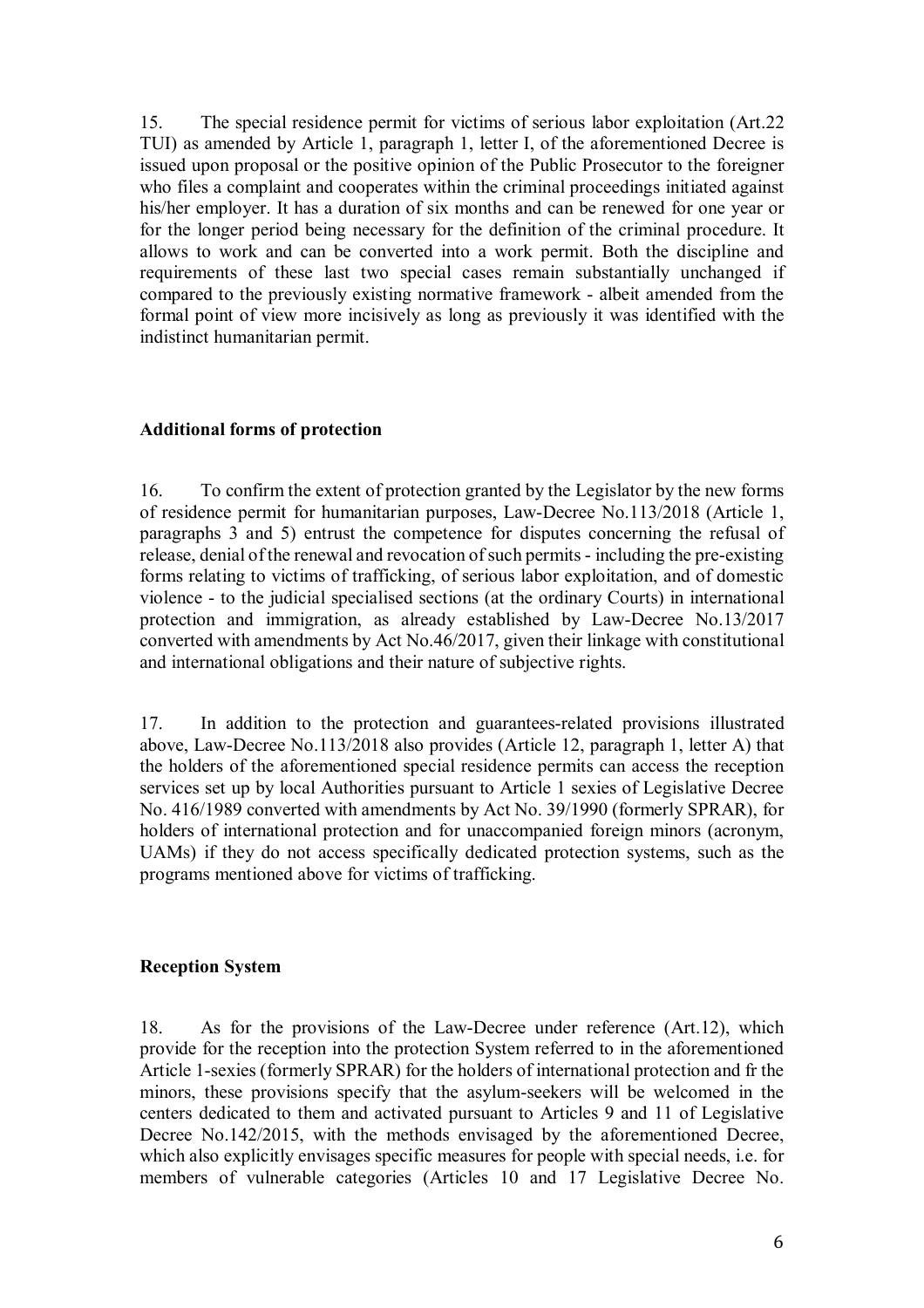15. The special residence permit for victims of serious labor exploitation (Art.22 TUI) as amended by Article 1, paragraph 1, letter I, of the aforementioned Decree is issued upon proposal or the positive opinion of the Public Prosecutor to the foreigner who files a complaint and cooperates within the criminal proceedings initiated against his/her employer. It has a duration of six months and can be renewed for one year or for the longer period being necessary for the definition of the criminal procedure. It allows to work and can be converted into a work permit. Both the discipline and requirements of these last two special cases remain substantially unchanged if compared to the previously existing normative framework - albeit amended from the formal point of view more incisively as long as previously it was identified with the indistinct humanitarian permit.

**Additional forms of protection**

16. To confirm the extent of protection granted by the Legislator by the new forms of residence permit for humanitarian purposes, Law-Decree No.113/2018 (Article 1, paragraphs 3 and 5) entrust the competence for disputes concerning the refusal of release, denial of the renewal and revocation of such permits - including the pre-existing forms relating to victims of trafficking, of serious labor exploitation, and of domestic violence - to the judicial specialised sections (at the ordinary Courts) in international protection and immigration, as already established by Law-Decree No.13/2017 converted with amendments by Act No.46/2017, given their linkage with constitutional and international obligations and their nature of subjective rights.

17. In addition to the protection and guarantees-related provisions illustrated above, Law-Decree No.113/2018 also provides (Article 12, paragraph 1, letter A) that the holders of the aforementioned special residence permits can access the reception services set up by local Authorities pursuant to Article 1 sexies of Legislative Decree No. 416/1989 converted with amendments by Act No. 39/1990 (formerly SPRAR), for holders of international protection and for unaccompanied foreign minors (acronym, UAMs) if they do not access specifically dedicated protection systems, such as the programs mentioned above for victims of trafficking.

**Reception System**

18. As for the provisions of the Law-Decree under reference (Art.12), which provide for the reception into the protection System referred to in the aforementioned Article 1-sexies (formerly SPRAR) for the holders of international protection and fr the minors, these provisions specify that the asylum-seekers will be welcomed in the centers dedicated to them and activated pursuant to Articles 9 and 11 of Legislative Decree No.142/2015, with the methods envisaged by the aforementioned Decree, which also explicitly envisages specific measures for people with special needs, i.e. for members of vulnerable categories (Articles 10 and 17 Legislative Decree No.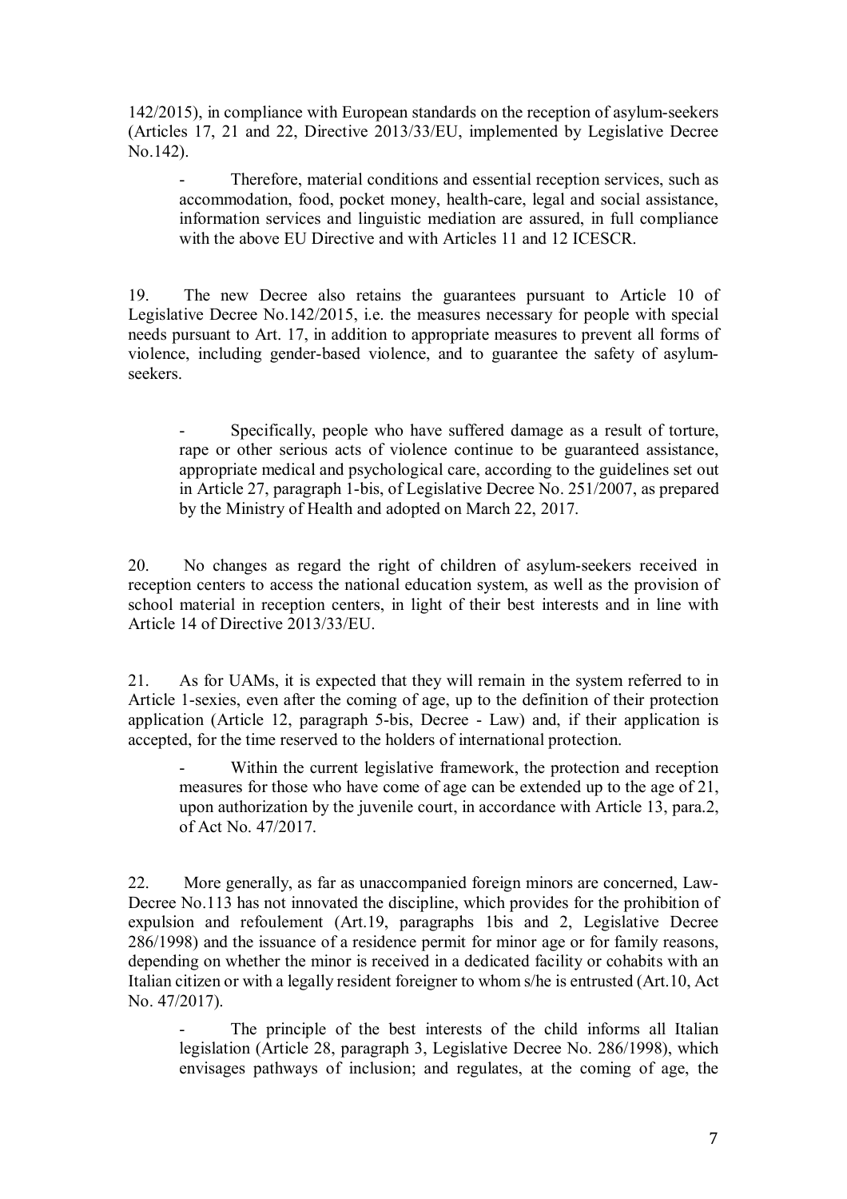142/2015), in compliance with European standards on the reception of asylum-seekers (Articles 17, 21 and 22, Directive 2013/33/EU, implemented by Legislative Decree No.142).

- Therefore, material conditions and essential reception services, such as accommodation, food, pocket money, health-care, legal and social assistance, information services and linguistic mediation are assured, in full compliance with the above EU Directive and with Articles 11 and 12 ICESCR.

19. The new Decree also retains the guarantees pursuant to Article 10 of Legislative Decree No.142/2015, i.e. the measures necessary for people with special needs pursuant to Art. 17, in addition to appropriate measures to prevent all forms of violence, including gender-based violence, and to guarantee the safety of asylum-seekers.

- Specifically, people who have suffered damage as a result of torture, rape or other serious acts of violence continue to be guaranteed assistance, appropriate medical and psychological care, according to the guidelines set out in Article 27, paragraph 1-bis, of Legislative Decree No. 251/2007, as prepared by the Ministry of Health and adopted on March 22, 2017.

20. No changes as regard the right of children of asylum-seekers received in reception centers to access the national education system, as well as the provision of school material in reception centers, in light of their best interests and in line with Article 14 of Directive 2013/33/EU.

21. As for UAMs, it is expected that they will remain in the system referred to in Article 1-sexies, even after the coming of age, up to the definition of their protection application (Article 12, paragraph 5-bis, Decree - Law) and, if their application is accepted, for the time reserved to the holders of international protection.

- Within the current legislative framework, the protection and reception measures for those who have come of age can be extended up to the age of 21, upon authorization by the juvenile court, in accordance with Article 13, para.2, of Act No. 47/2017.

22. More generally, as far as unaccompanied foreign minors are concerned, Law-Decree No.113 has not innovated the discipline, which provides for the prohibition of expulsion and refoulement (Art.19, paragraphs 1bis and 2, Legislative Decree 286/1998) and the issuance of a residence permit for minor age or for family reasons, depending on whether the minor is received in a dedicated facility or cohabits with an Italian citizen or with a legally resident foreigner to whom s/he is entrusted (Art.10, Act No. 47/2017).

- The principle of the best interests of the child informs all Italian legislation (Article 28, paragraph 3, Legislative Decree No. 286/1998), which envisages pathways of inclusion; and regulates, at the coming of age, the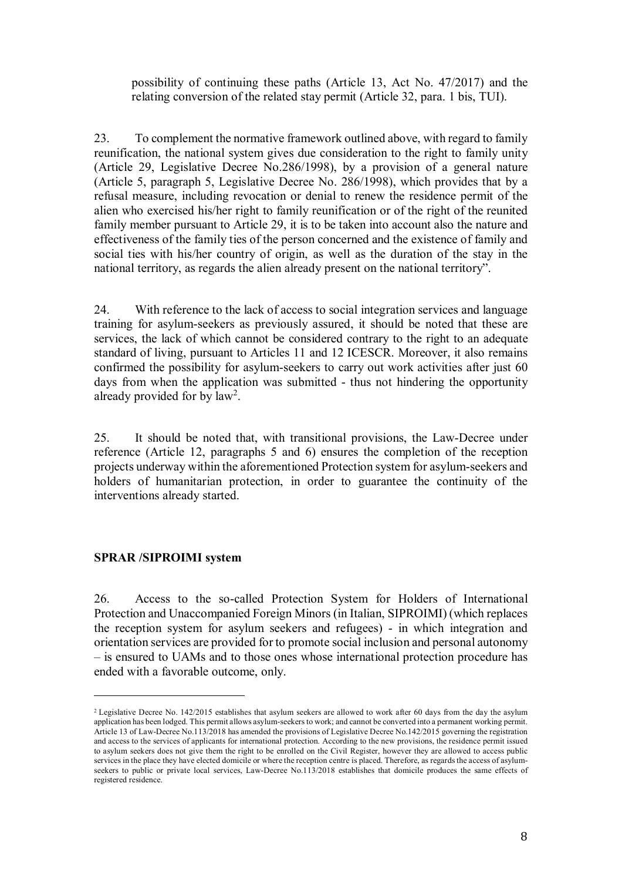possibility of continuing these paths (Article 13, Act No. 47/2017) and the relating conversion of the related stay permit (Article 32, para. 1 bis, TUI).

23. To complement the normative framework outlined above, with regard to family reunification, the national system gives due consideration to the right to family unity (Article 29, Legislative Decree No.286/1998), by a provision of a general nature (Article 5, paragraph 5, Legislative Decree No. 286/1998), which provides that by a refusal measure, including revocation or denial to renew the residence permit of the alien who exercised his/her right to family reunification or of the right of the reunited family member pursuant to Article 29, it is to be taken into account also the nature and effectiveness of the family ties of the person concerned and the existence of family and social ties with his/her country of origin, as well as the duration of the stay in the national territory, as regards the alien already present on the national territory".

24. With reference to the lack of access to social integration services and language training for asylum-seekers as previously assured, it should be noted that these are services, the lack of which cannot be considered contrary to the right to an adequate standard of living, pursuant to Articles 11 and 12 ICESCR. Moreover, it also remains confirmed the possibility for asylum-seekers to carry out work activities after just 60 days from when the application was submitted - thus not hindering the opportunity already provided for by law[2].

25. It should be noted that, with transitional provisions, the Law-Decree under reference (Article 12, paragraphs 5 and 6) ensures the completion of the reception projects underway within the aforementioned Protection system for asylum-seekers and holders of humanitarian protection, in order to guarantee the continuity of the interventions already started.

**SPRAR /SIPROIMI system**

26. Access to the so-called Protection System for Holders of International Protection and Unaccompanied Foreign Minors (in Italian, SIPROIMI) (which replaces the reception system for asylum seekers and refugees) - in which integration and orientation services are provided for to promote social inclusion and personal autonomy – is ensured to UAMs and to those ones whose international protection procedure has ended with a favorable outcome, only.

[2] Legislative Decree No. 142/2015 establishes that asylum seekers are allowed to work after 60 days from the day the asylum application has been lodged. This permit allows asylum-seekers to work; and cannot be converted into a permanent working permit. Article 13 of Law-Decree No.113/2018 has amended the provisions of Legislative Decree No.142/2015 governing the registration and access to the services of applicants for international protection. According to the new provisions, the residence permit issued to asylum seekers does not give them the right to be enrolled on the Civil Register, however they are allowed to access public services in the place they have elected domicile or where the reception centre is placed. Therefore, as regards the access of asylum-seekers to public or private local services, Law-Decree No.113/2018 establishes that domicile produces the same effects of registered residence.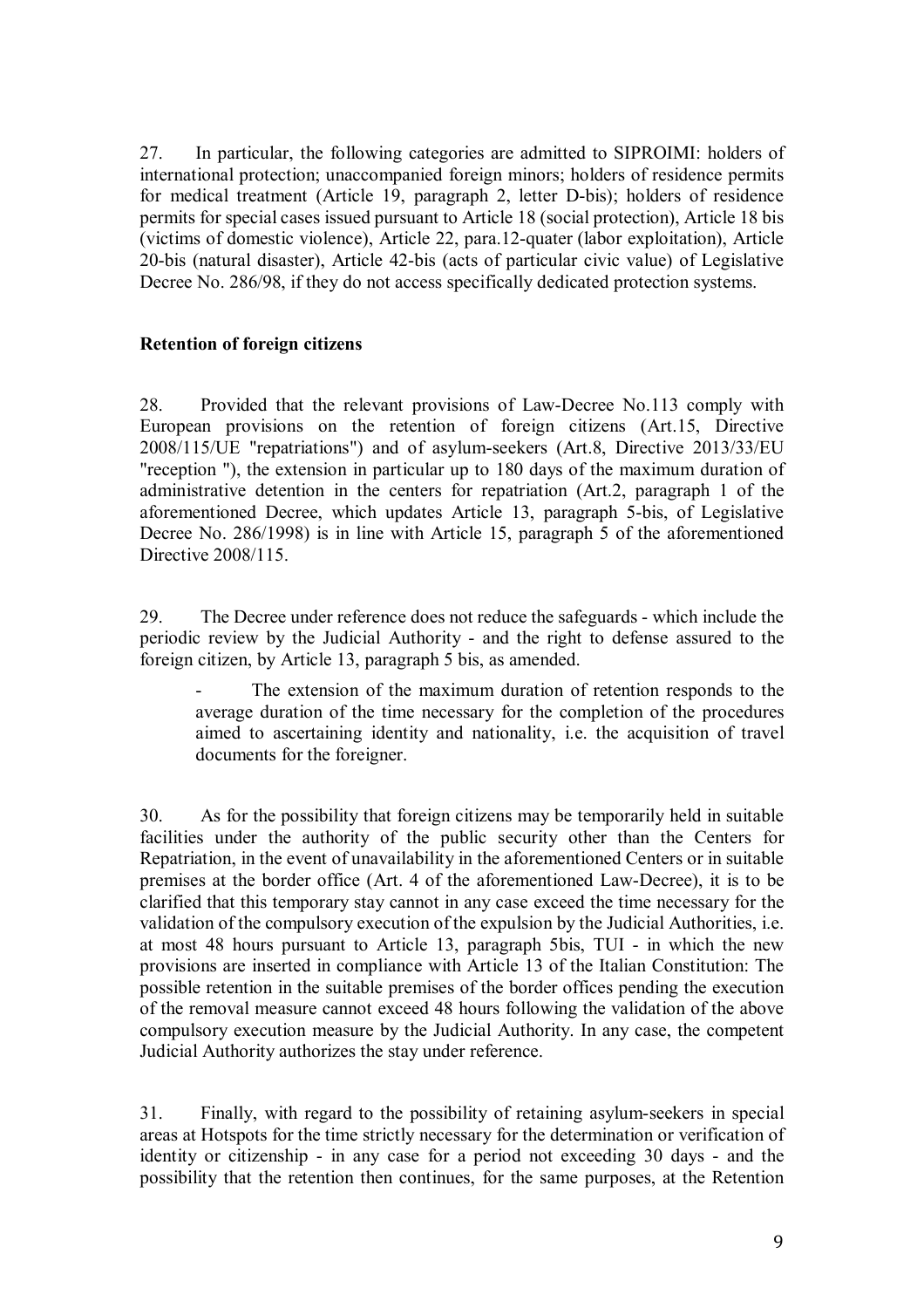27. In particular, the following categories are admitted to SIPROIMI: holders of international protection; unaccompanied foreign minors; holders of residence permits for medical treatment (Article 19, paragraph 2, letter D-bis); holders of residence permits for special cases issued pursuant to Article 18 (social protection), Article 18 bis (victims of domestic violence), Article 22, para.12-quater (labor exploitation), Article 20-bis (natural disaster), Article 42-bis (acts of particular civic value) of Legislative Decree No. 286/98, if they do not access specifically dedicated protection systems.

**Retention of foreign citizens**

28. Provided that the relevant provisions of Law-Decree No.113 comply with European provisions on the retention of foreign citizens (Art.15, Directive 2008/115/UE "repatriations") and of asylum-seekers (Art.8, Directive 2013/33/EU "reception "), the extension in particular up to 180 days of the maximum duration of administrative detention in the centers for repatriation (Art.2, paragraph 1 of the aforementioned Decree, which updates Article 13, paragraph 5-bis, of Legislative Decree No. 286/1998) is in line with Article 15, paragraph 5 of the aforementioned Directive 2008/115.

29. The Decree under reference does not reduce the safeguards - which include the periodic review by the Judicial Authority - and the right to defense assured to the foreign citizen, by Article 13, paragraph 5 bis, as amended.

- The extension of the maximum duration of retention responds to the average duration of the time necessary for the completion of the procedures aimed to ascertaining identity and nationality, i.e. the acquisition of travel documents for the foreigner.

30. As for the possibility that foreign citizens may be temporarily held in suitable facilities under the authority of the public security other than the Centers for Repatriation, in the event of unavailability in the aforementioned Centers or in suitable premises at the border office (Art. 4 of the aforementioned Law-Decree), it is to be clarified that this temporary stay cannot in any case exceed the time necessary for the validation of the compulsory execution of the expulsion by the Judicial Authorities, i.e. at most 48 hours pursuant to Article 13, paragraph 5bis, TUI - in which the new provisions are inserted in compliance with Article 13 of the Italian Constitution: The possible retention in the suitable premises of the border offices pending the execution of the removal measure cannot exceed 48 hours following the validation of the above compulsory execution measure by the Judicial Authority. In any case, the competent Judicial Authority authorizes the stay under reference.

31. Finally, with regard to the possibility of retaining asylum-seekers in special areas at Hotspots for the time strictly necessary for the determination or verification of identity or citizenship - in any case for a period not exceeding 30 days - and the possibility that the retention then continues, for the same purposes, at the Retention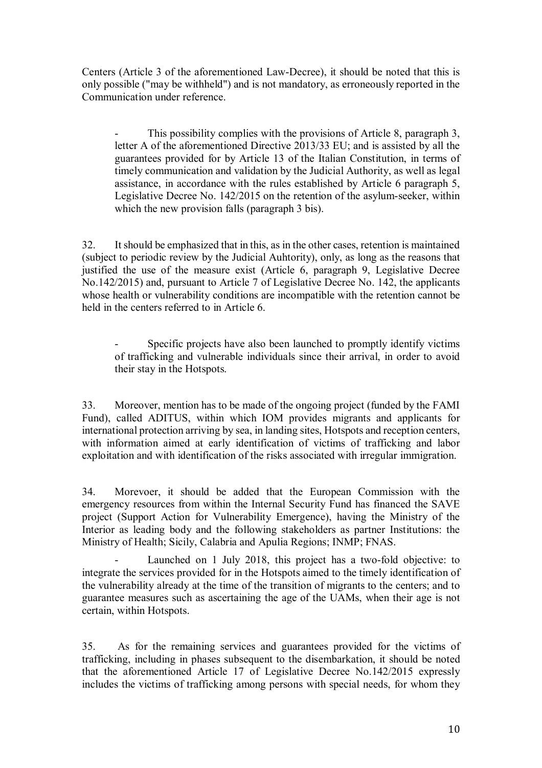Centers (Article 3 of the aforementioned Law-Decree), it should be noted that this is only possible ("may be withheld") and is not mandatory, as erroneously reported in the Communication under reference.

- This possibility complies with the provisions of Article 8, paragraph 3, letter A of the aforementioned Directive 2013/33 EU; and is assisted by all the guarantees provided for by Article 13 of the Italian Constitution, in terms of timely communication and validation by the Judicial Authority, as well as legal assistance, in accordance with the rules established by Article 6 paragraph 5, Legislative Decree No. 142/2015 on the retention of the asylum-seeker, within which the new provision falls (paragraph 3 bis).

32. It should be emphasized that in this, as in the other cases, retention is maintained (subject to periodic review by the Judicial Auhtority), only, as long as the reasons that justified the use of the measure exist (Article 6, paragraph 9, Legislative Decree No.142/2015) and, pursuant to Article 7 of Legislative Decree No. 142, the applicants whose health or vulnerability conditions are incompatible with the retention cannot be held in the centers referred to in Article 6.

- Specific projects have also been launched to promptly identify victims of trafficking and vulnerable individuals since their arrival, in order to avoid their stay in the Hotspots.

33. Moreover, mention has to be made of the ongoing project (funded by the FAMI Fund), called ADITUS, within which IOM provides migrants and applicants for international protection arriving by sea, in landing sites, Hotspots and reception centers, with information aimed at early identification of victims of trafficking and labor exploitation and with identification of the risks associated with irregular immigration.

34. Morevoer, it should be added that the European Commission with the emergency resources from within the Internal Security Fund has financed the SAVE project (Support Action for Vulnerability Emergence), having the Ministry of the Interior as leading body and the following stakeholders as partner Institutions: the Ministry of Health; Sicily, Calabria and Apulia Regions; INMP; FNAS.

- Launched on 1 July 2018, this project has a two-fold objective: to integrate the services provided for in the Hotspots aimed to the timely identification of the vulnerability already at the time of the transition of migrants to the centers; and to guarantee measures such as ascertaining the age of the UAMs, when their age is not certain, within Hotspots.

35. As for the remaining services and guarantees provided for the victims of trafficking, including in phases subsequent to the disembarkation, it should be noted that the aforementioned Article 17 of Legislative Decree No.142/2015 expressly includes the victims of trafficking among persons with special needs, for whom they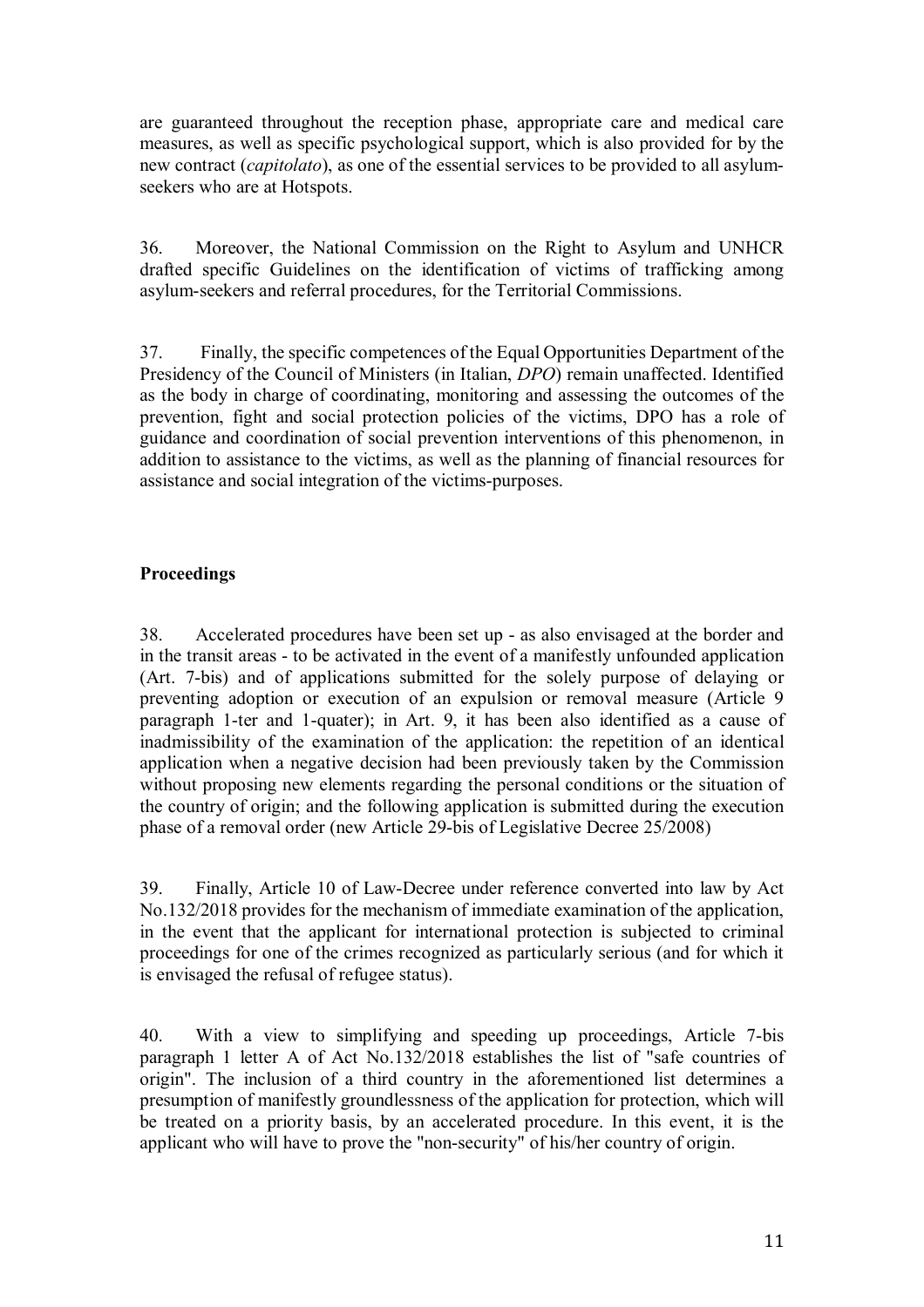are guaranteed throughout the reception phase, appropriate care and medical care measures, as well as specific psychological support, which is also provided for by the new contract (*capitolato*), as one of the essential services to be provided to all asylum-seekers who are at Hotspots.

36. Moreover, the National Commission on the Right to Asylum and UNHCR drafted specific Guidelines on the identification of victims of trafficking among asylum-seekers and referral procedures, for the Territorial Commissions.

37. Finally, the specific competences of the Equal Opportunities Department of the Presidency of the Council of Ministers (in Italian, *DPO*) remain unaffected. Identified as the body in charge of coordinating, monitoring and assessing the outcomes of the prevention, fight and social protection policies of the victims, DPO has a role of guidance and coordination of social prevention interventions of this phenomenon, in addition to assistance to the victims, as well as the planning of financial resources for assistance and social integration of the victims-purposes.

**Proceedings**

38. Accelerated procedures have been set up - as also envisaged at the border and in the transit areas - to be activated in the event of a manifestly unfounded application (Art. 7-bis) and of applications submitted for the solely purpose of delaying or preventing adoption or execution of an expulsion or removal measure (Article 9 paragraph 1-ter and 1-quater); in Art. 9, it has been also identified as a cause of inadmissibility of the examination of the application: the repetition of an identical application when a negative decision had been previously taken by the Commission without proposing new elements regarding the personal conditions or the situation of the country of origin; and the following application is submitted during the execution phase of a removal order (new Article 29-bis of Legislative Decree 25/2008)

39. Finally, Article 10 of Law-Decree under reference converted into law by Act No.132/2018 provides for the mechanism of immediate examination of the application, in the event that the applicant for international protection is subjected to criminal proceedings for one of the crimes recognized as particularly serious (and for which it is envisaged the refusal of refugee status).

40. With a view to simplifying and speeding up proceedings, Article 7-bis paragraph 1 letter A of Act No.132/2018 establishes the list of "safe countries of origin". The inclusion of a third country in the aforementioned list determines a presumption of manifestly groundlessness of the application for protection, which will be treated on a priority basis, by an accelerated procedure. In this event, it is the applicant who will have to prove the "non-security" of his/her country of origin.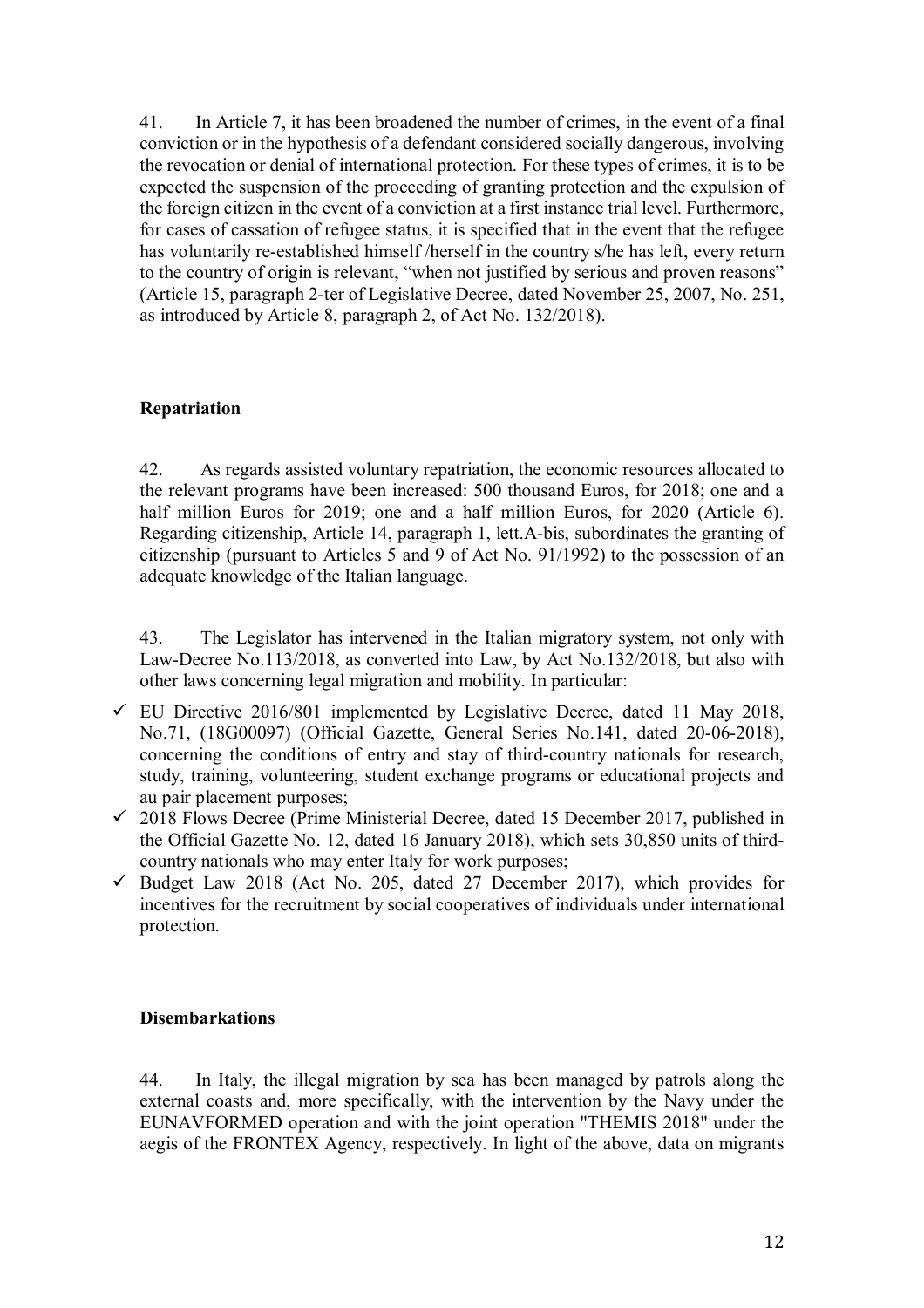41. In Article 7, it has been broadened the number of crimes, in the event of a final conviction or in the hypothesis of a defendant considered socially dangerous, involving the revocation or denial of international protection. For these types of crimes, it is to be expected the suspension of the proceeding of granting protection and the expulsion of the foreign citizen in the event of a conviction at a first instance trial level. Furthermore, for cases of cassation of refugee status, it is specified that in the event that the refugee has voluntarily re-established himself /herself in the country s/he has left, every return to the country of origin is relevant, "when not justified by serious and proven reasons" (Article 15, paragraph 2-ter of Legislative Decree, dated November 25, 2007, No. 251, as introduced by Article 8, paragraph 2, of Act No. 132/2018).

**Repatriation**

42. As regards assisted voluntary repatriation, the economic resources allocated to the relevant programs have been increased: 500 thousand Euros, for 2018; one and a half million Euros for 2019; one and a half million Euros, for 2020 (Article 6). Regarding citizenship, Article 14, paragraph 1, lett.A-bis, subordinates the granting of citizenship (pursuant to Articles 5 and 9 of Act No. 91/1992) to the possession of an adequate knowledge of the Italian language.

43. The Legislator has intervened in the Italian migratory system, not only with Law-Decree No.113/2018, as converted into Law, by Act No.132/2018, but also with other laws concerning legal migration and mobility. In particular:

- ✓ EU Directive 2016/801 implemented by Legislative Decree, dated 11 May 2018, No.71, (18G00097) (Official Gazette, General Series No.141, dated 20-06-2018), concerning the conditions of entry and stay of third-country nationals for research, study, training, volunteering, student exchange programs or educational projects and au pair placement purposes;
- ✓ 2018 Flows Decree (Prime Ministerial Decree, dated 15 December 2017, published in the Official Gazette No. 12, dated 16 January 2018), which sets 30,850 units of third-country nationals who may enter Italy for work purposes;
- ✓ Budget Law 2018 (Act No. 205, dated 27 December 2017), which provides for incentives for the recruitment by social cooperatives of individuals under international protection.

**Disembarkations**

44. In Italy, the illegal migration by sea has been managed by patrols along the external coasts and, more specifically, with the intervention by the Navy under the EUNAVFORMED operation and with the joint operation "THEMIS 2018" under the aegis of the FRONTEX Agency, respectively. In light of the above, data on migrants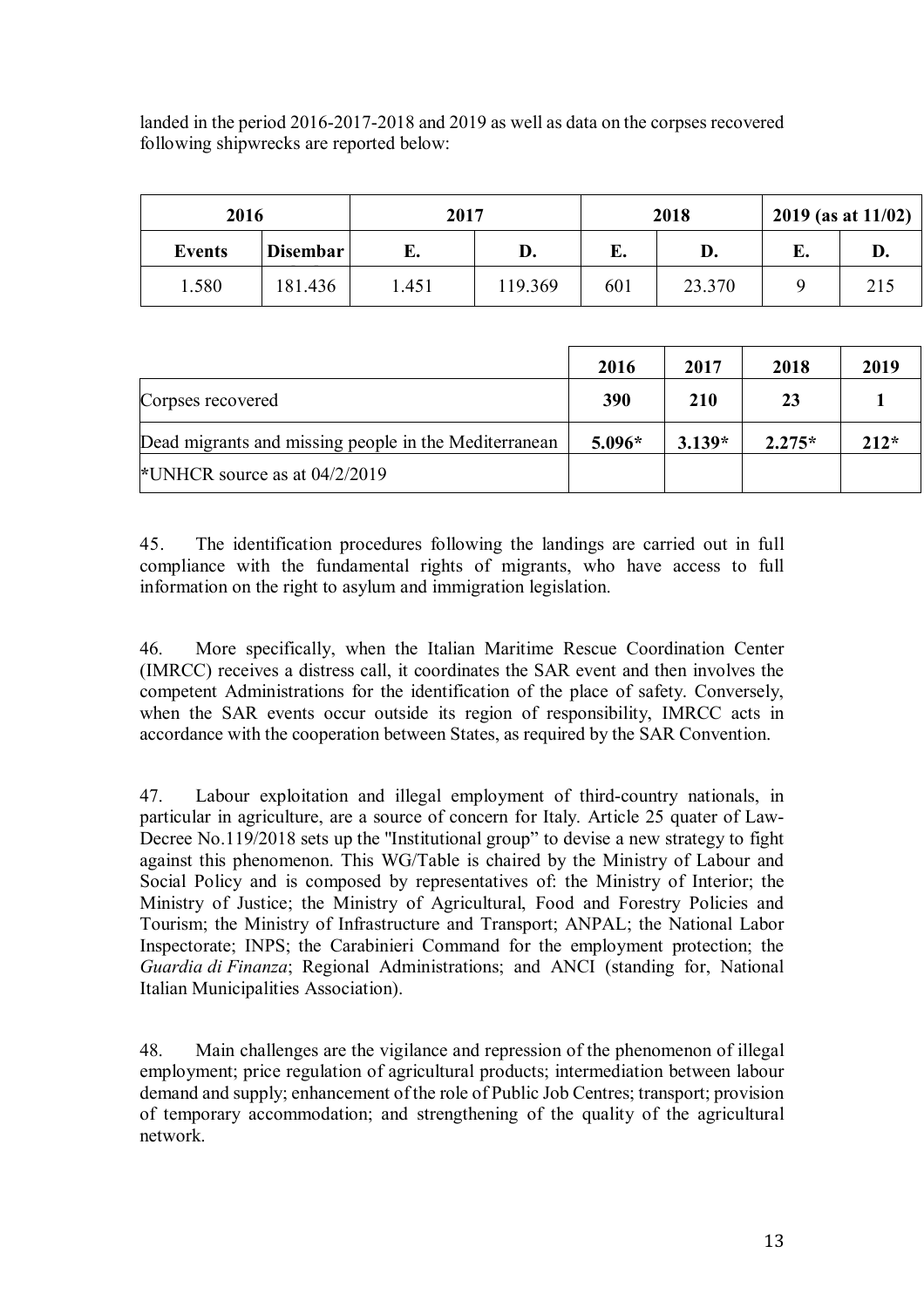landed in the period 2016-2017-2018 and 2019 as well as data on the corpses recovered following shipwrecks are reported below:

| 2016 | | 2017 | | 2018 | | 2019 (as at 11/02) | |
|---|---|---|---|---|---|---|---|
| **Events** | **Disembar** | **E.** | **D.** | **E.** | **D.** | **E.** | **D.** |
| 1.580 | 181.436 | 1.451 | 119.369 | 601 | 23.370 | 9 | 215 |

| | 2016 | 2017 | 2018 | 2019 |
|---|---|---|---|---|
| Corpses recovered | **390** | **210** | **23** | **1** |
| Dead migrants and missing people in the Mediterranean | **5.096*** | **3.139*** | **2.275*** | **212*** |
| ***UNHCR source as at 04/2/2019** | | | | |

45. The identification procedures following the landings are carried out in full compliance with the fundamental rights of migrants, who have access to full information on the right to asylum and immigration legislation.

46. More specifically, when the Italian Maritime Rescue Coordination Center (IMRCC) receives a distress call, it coordinates the SAR event and then involves the competent Administrations for the identification of the place of safety. Conversely, when the SAR events occur outside its region of responsibility, IMRCC acts in accordance with the cooperation between States, as required by the SAR Convention.

47. Labour exploitation and illegal employment of third-country nationals, in particular in agriculture, are a source of concern for Italy. Article 25 quater of Law-Decree No.119/2018 sets up the "Institutional group" to devise a new strategy to fight against this phenomenon. This WG/Table is chaired by the Ministry of Labour and Social Policy and is composed by representatives of: the Ministry of Interior; the Ministry of Justice; the Ministry of Agricultural, Food and Forestry Policies and Tourism; the Ministry of Infrastructure and Transport; ANPAL; the National Labor Inspectorate; INPS; the Carabinieri Command for the employment protection; the *Guardia di Finanza*; Regional Administrations; and ANCI (standing for, National Italian Municipalities Association).

48. Main challenges are the vigilance and repression of the phenomenon of illegal employment; price regulation of agricultural products; intermediation between labour demand and supply; enhancement of the role of Public Job Centres; transport; provision of temporary accommodation; and strengthening of the quality of the agricultural network.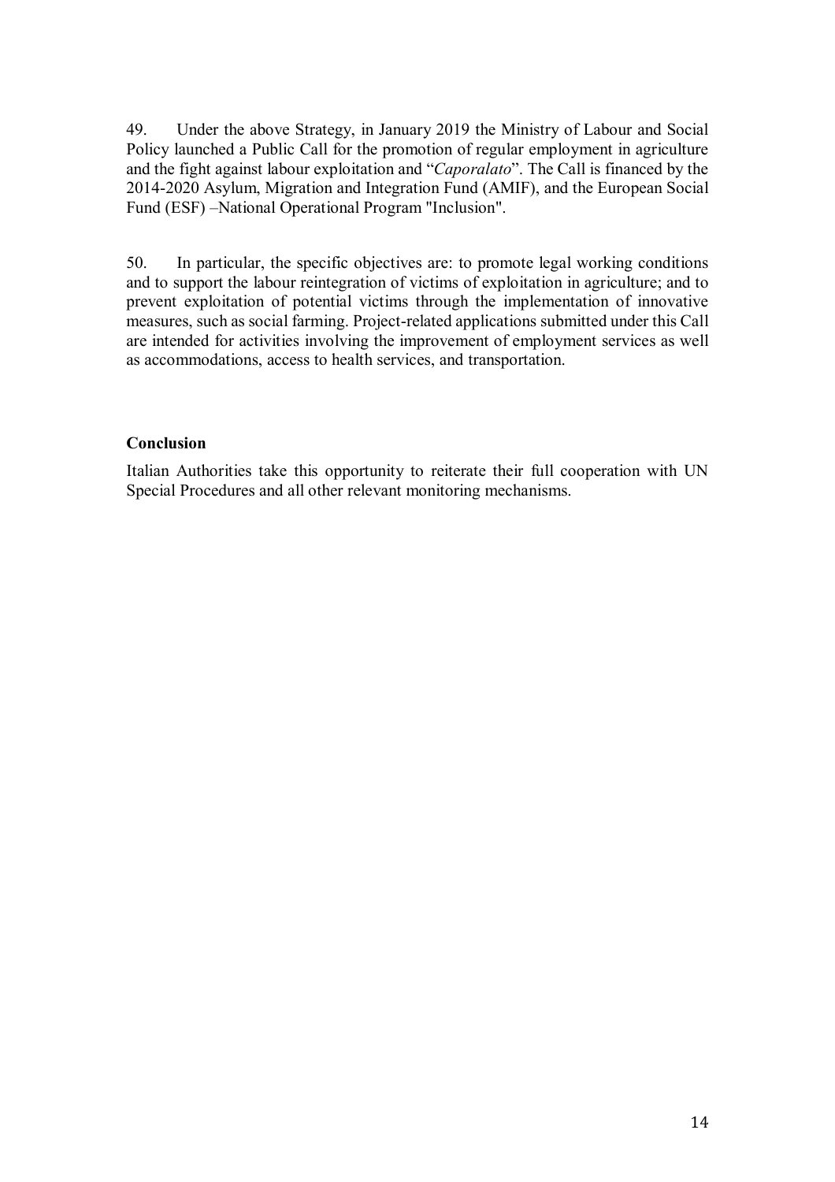49. Under the above Strategy, in January 2019 the Ministry of Labour and Social Policy launched a Public Call for the promotion of regular employment in agriculture and the fight against labour exploitation and "*Caporalato*". The Call is financed by the 2014-2020 Asylum, Migration and Integration Fund (AMIF), and the European Social Fund (ESF) –National Operational Program "Inclusion".

50. In particular, the specific objectives are: to promote legal working conditions and to support the labour reintegration of victims of exploitation in agriculture; and to prevent exploitation of potential victims through the implementation of innovative measures, such as social farming. Project-related applications submitted under this Call are intended for activities involving the improvement of employment services as well as accommodations, access to health services, and transportation.

**Conclusion**

Italian Authorities take this opportunity to reiterate their full cooperation with UN Special Procedures and all other relevant monitoring mechanisms.